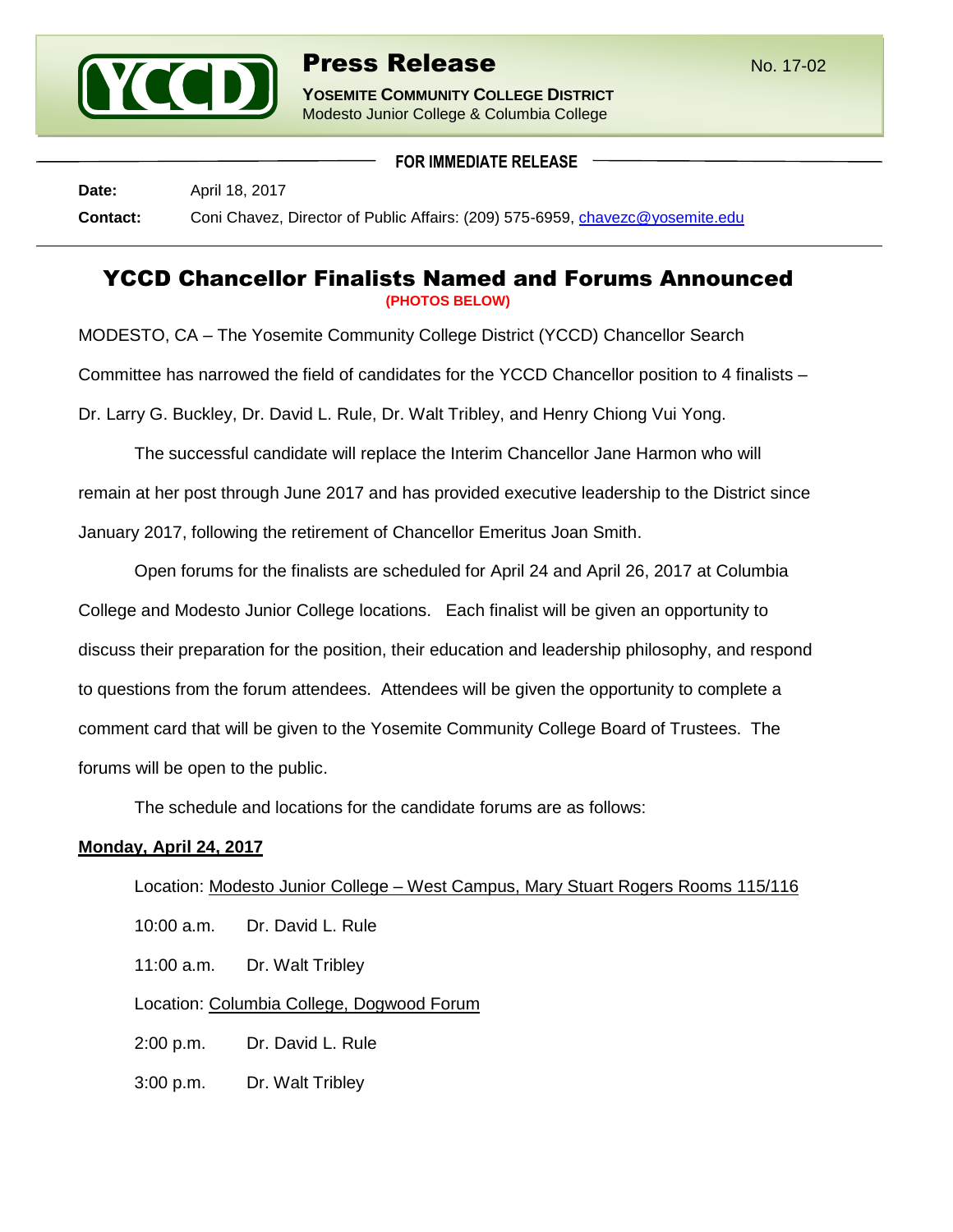# Press Release

No. 17-02

**YOSEMITE COMMUNITY COLLEGE DISTRICT**
Modesto Junior College & Columbia College

**FOR IMMEDIATE RELEASE**

**Date:** April 18, 2017

**Contact:** Coni Chavez, Director of Public Affairs: (209) 575-6959, chavezc@yosemite.edu

## YCCD Chancellor Finalists Named and Forums Announced

**(PHOTOS BELOW)**

MODESTO, CA – The Yosemite Community College District (YCCD) Chancellor Search Committee has narrowed the field of candidates for the YCCD Chancellor position to 4 finalists – Dr. Larry G. Buckley, Dr. David L. Rule, Dr. Walt Tribley, and Henry Chiong Vui Yong.

The successful candidate will replace the Interim Chancellor Jane Harmon who will remain at her post through June 2017 and has provided executive leadership to the District since January 2017, following the retirement of Chancellor Emeritus Joan Smith.

Open forums for the finalists are scheduled for April 24 and April 26, 2017 at Columbia College and Modesto Junior College locations. Each finalist will be given an opportunity to discuss their preparation for the position, their education and leadership philosophy, and respond to questions from the forum attendees. Attendees will be given the opportunity to complete a comment card that will be given to the Yosemite Community College Board of Trustees. The forums will be open to the public.

The schedule and locations for the candidate forums are as follows:

**Monday, April 24, 2017**

Location: Modesto Junior College – West Campus, Mary Stuart Rogers Rooms 115/116

10:00 a.m. Dr. David L. Rule

11:00 a.m. Dr. Walt Tribley

Location: Columbia College, Dogwood Forum

2:00 p.m. Dr. David L. Rule

3:00 p.m. Dr. Walt Tribley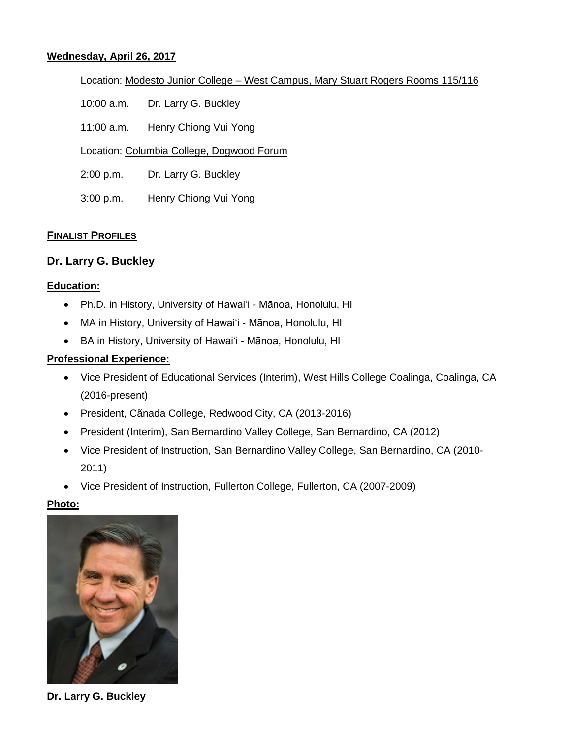**Wednesday, April 26, 2017**

Location: Modesto Junior College – West Campus, Mary Stuart Rogers Rooms 115/116

10:00 a.m. Dr. Larry G. Buckley

11:00 a.m. Henry Chiong Vui Yong

Location: Columbia College, Dogwood Forum

2:00 p.m. Dr. Larry G. Buckley

3:00 p.m. Henry Chiong Vui Yong

## FINALIST PROFILES

### Dr. Larry G. Buckley

**Education:**

- Ph.D. in History, University of Hawaiʻi - Mānoa, Honolulu, HI
- MA in History, University of Hawaiʻi - Mānoa, Honolulu, HI
- BA in History, University of Hawaiʻi - Mānoa, Honolulu, HI

**Professional Experience:**

- Vice President of Educational Services (Interim), West Hills College Coalinga, Coalinga, CA (2016-present)
- President, Cãnada College, Redwood City, CA (2013-2016)
- President (Interim), San Bernardino Valley College, San Bernardino, CA (2012)
- Vice President of Instruction, San Bernardino Valley College, San Bernardino, CA (2010-2011)
- Vice President of Instruction, Fullerton College, Fullerton, CA (2007-2009)

**Photo:**

**Dr. Larry G. Buckley**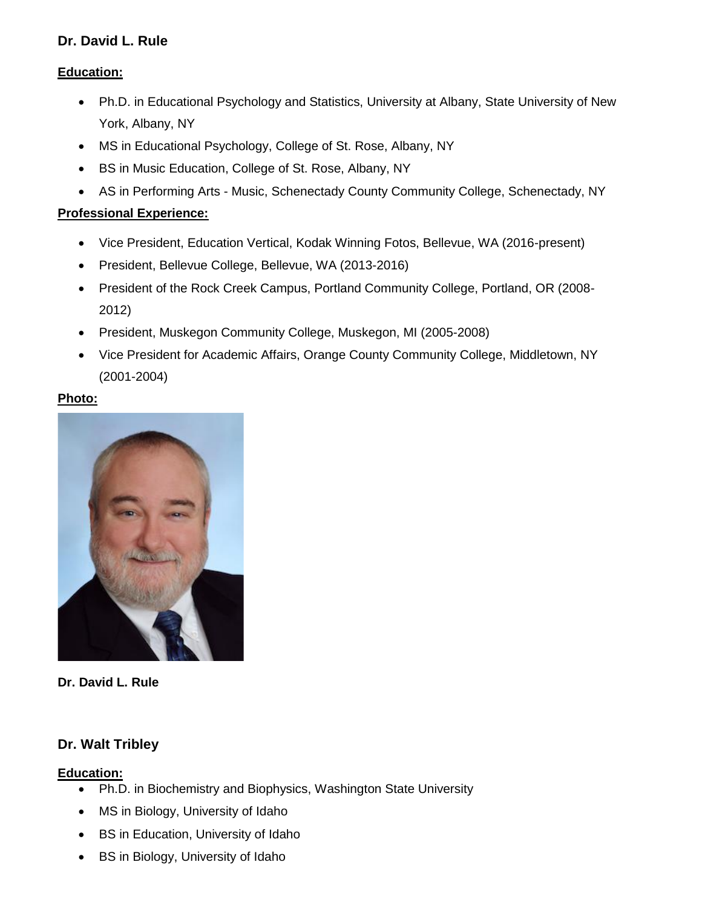**Dr. David L. Rule**

**Education:**

- Ph.D. in Educational Psychology and Statistics, University at Albany, State University of New York, Albany, NY
- MS in Educational Psychology, College of St. Rose, Albany, NY
- BS in Music Education, College of St. Rose, Albany, NY
- AS in Performing Arts - Music, Schenectady County Community College, Schenectady, NY

**Professional Experience:**

- Vice President, Education Vertical, Kodak Winning Fotos, Bellevue, WA (2016-present)
- President, Bellevue College, Bellevue, WA (2013-2016)
- President of the Rock Creek Campus, Portland Community College, Portland, OR (2008-2012)
- President, Muskegon Community College, Muskegon, MI (2005-2008)
- Vice President for Academic Affairs, Orange County Community College, Middletown, NY (2001-2004)

**Photo:**

**Dr. David L. Rule**

**Dr. Walt Tribley**

**Education:**

- Ph.D. in Biochemistry and Biophysics, Washington State University
- MS in Biology, University of Idaho
- BS in Education, University of Idaho
- BS in Biology, University of Idaho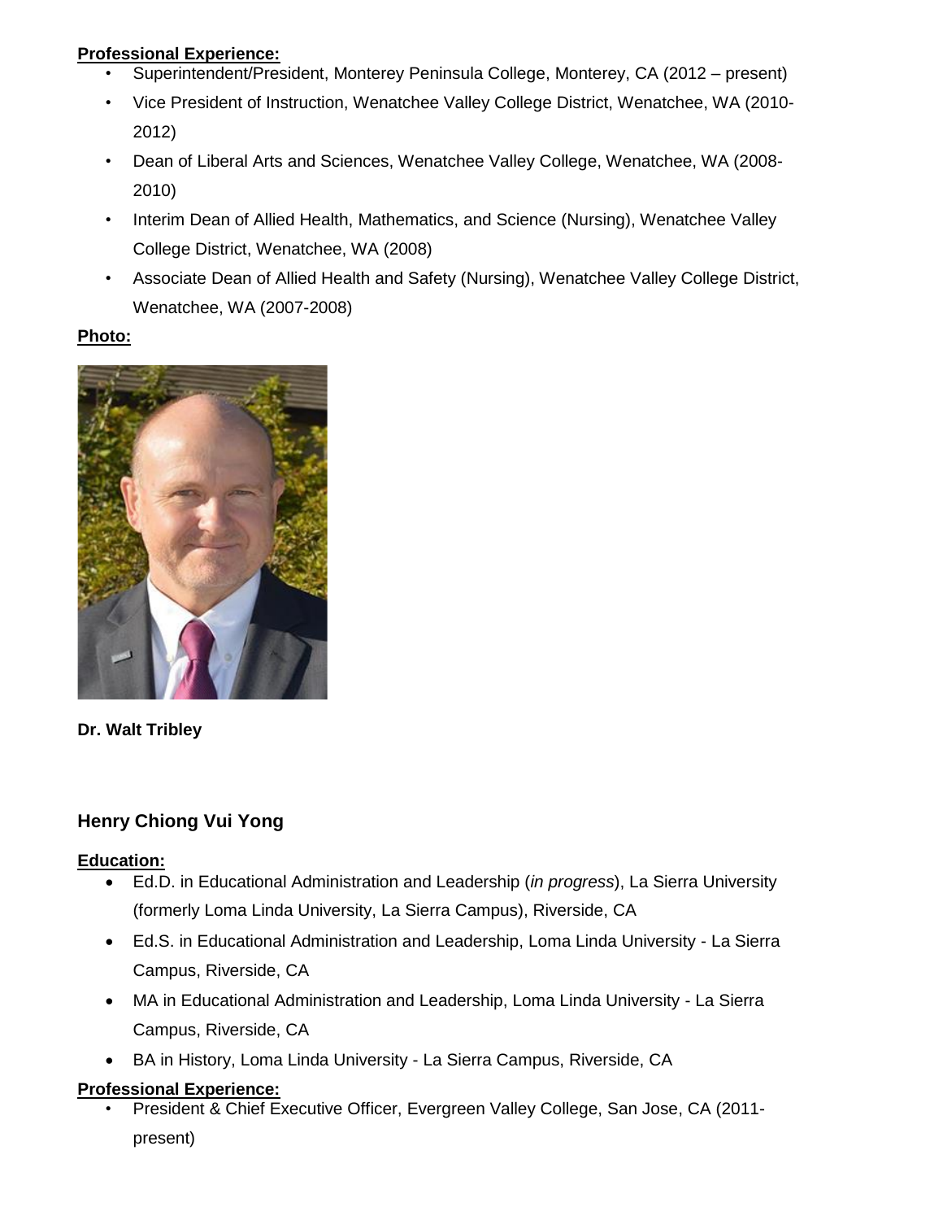**Professional Experience:**

- Superintendent/President, Monterey Peninsula College, Monterey, CA (2012 – present)
- Vice President of Instruction, Wenatchee Valley College District, Wenatchee, WA (2010-2012)
- Dean of Liberal Arts and Sciences, Wenatchee Valley College, Wenatchee, WA (2008-2010)
- Interim Dean of Allied Health, Mathematics, and Science (Nursing), Wenatchee Valley College District, Wenatchee, WA (2008)
- Associate Dean of Allied Health and Safety (Nursing), Wenatchee Valley College District, Wenatchee, WA (2007-2008)

**Photo:**

**Dr. Walt Tribley**

### Henry Chiong Vui Yong

**Education:**

- Ed.D. in Educational Administration and Leadership (*in progress*), La Sierra University (formerly Loma Linda University, La Sierra Campus), Riverside, CA
- Ed.S. in Educational Administration and Leadership, Loma Linda University - La Sierra Campus, Riverside, CA
- MA in Educational Administration and Leadership, Loma Linda University - La Sierra Campus, Riverside, CA
- BA in History, Loma Linda University - La Sierra Campus, Riverside, CA

**Professional Experience:**

- President & Chief Executive Officer, Evergreen Valley College, San Jose, CA (2011-present)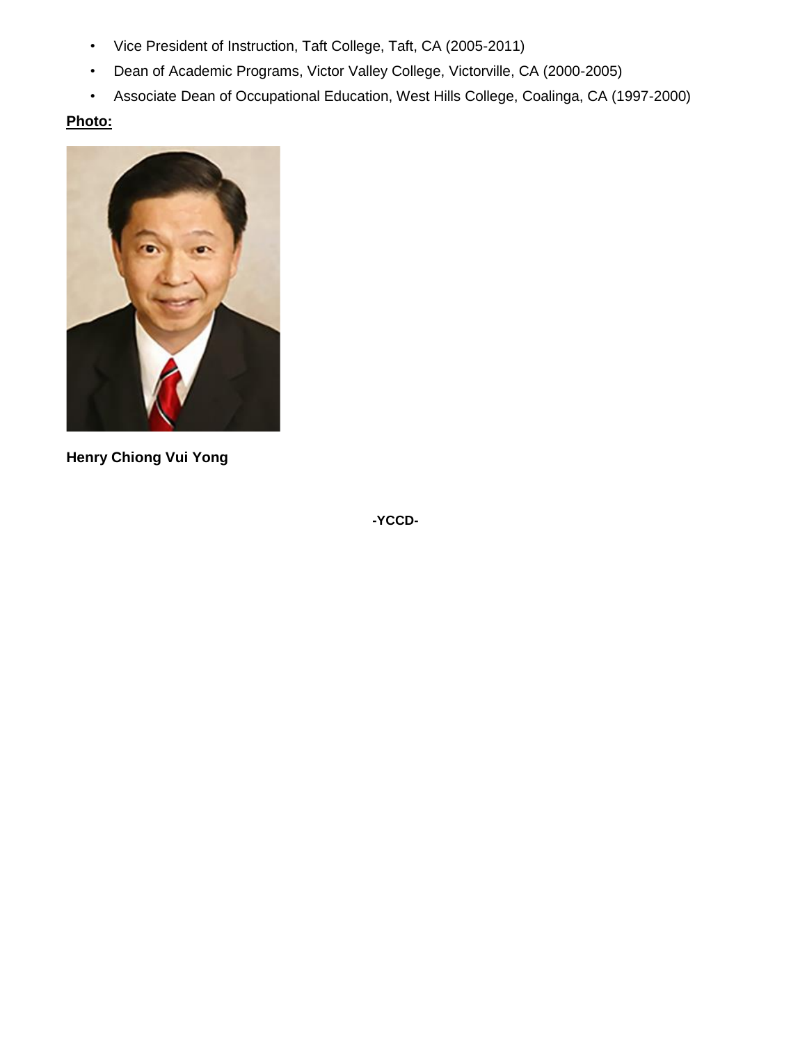- Vice President of Instruction, Taft College, Taft, CA (2005-2011)
- Dean of Academic Programs, Victor Valley College, Victorville, CA (2000-2005)
- Associate Dean of Occupational Education, West Hills College, Coalinga, CA (1997-2000)

**Photo:**

**Henry Chiong Vui Yong**

**-YCCD-**